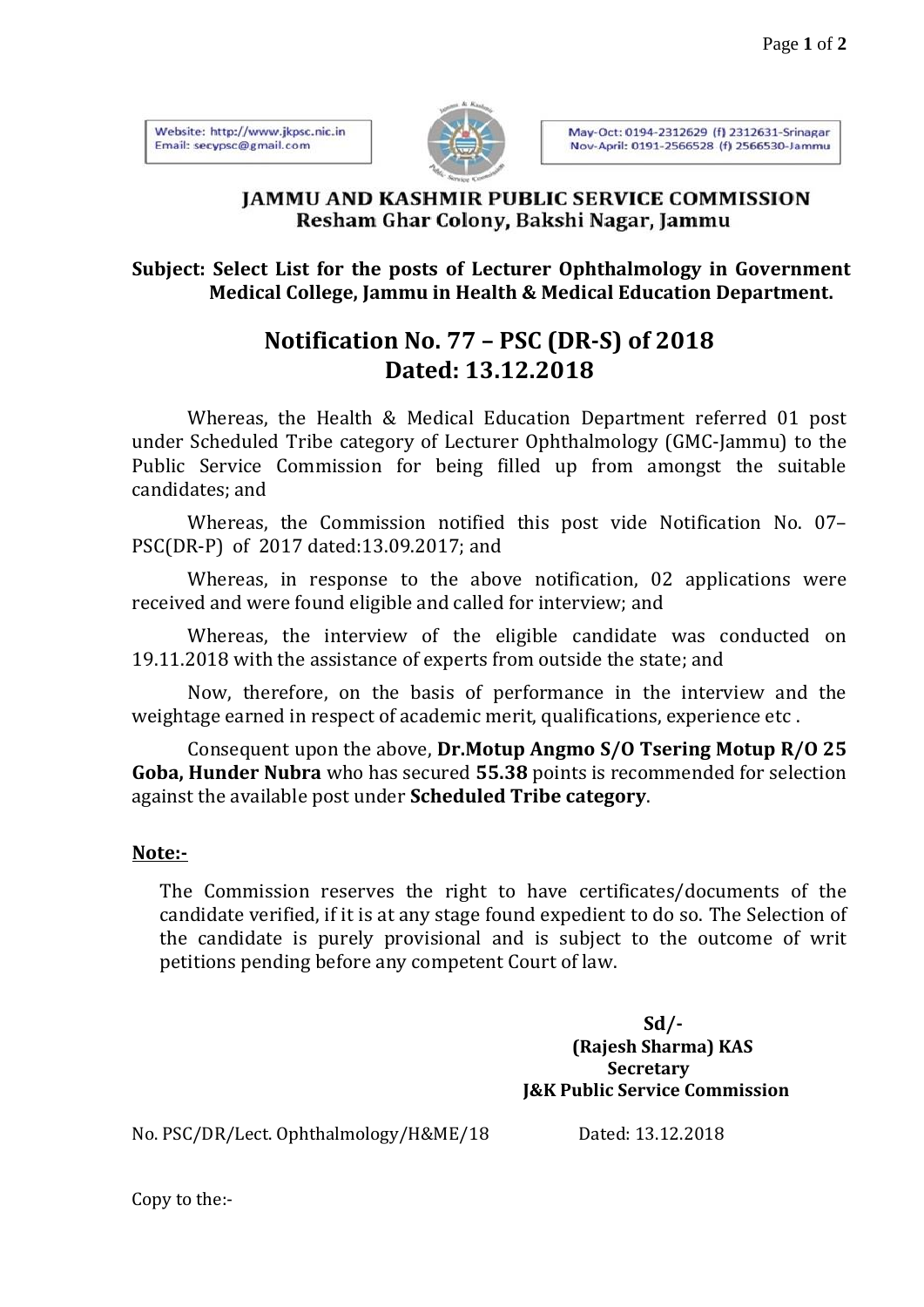Website: http://www.jkpsc.nic.in
Email: secypsc@gmail.com

May-Oct: 0194-2312629 (f) 2312631-Srinagar
Nov-April: 0191-2566528 (f) 2566530-Jammu

**JAMMU AND KASHMIR PUBLIC SERVICE COMMISSION**
**Resham Ghar Colony, Bakshi Nagar, Jammu**

**Subject: Select List for the posts of Lecturer Ophthalmology in Government Medical College, Jammu in Health & Medical Education Department.**

## Notification No. 77 – PSC (DR-S) of 2018
## Dated: 13.12.2018

Whereas, the Health & Medical Education Department referred 01 post under Scheduled Tribe category of Lecturer Ophthalmology (GMC-Jammu) to the Public Service Commission for being filled up from amongst the suitable candidates; and

Whereas, the Commission notified this post vide Notification No. 07–PSC(DR-P) of 2017 dated:13.09.2017; and

Whereas, in response to the above notification, 02 applications were received and were found eligible and called for interview; and

Whereas, the interview of the eligible candidate was conducted on 19.11.2018 with the assistance of experts from outside the state; and

Now, therefore, on the basis of performance in the interview and the weightage earned in respect of academic merit, qualifications, experience etc .

Consequent upon the above, **Dr.Motup Angmo S/O Tsering Motup R/O 25 Goba, Hunder Nubra** who has secured **55.38** points is recommended for selection against the available post under **Scheduled Tribe category**.

**Note:-**

The Commission reserves the right to have certificates/documents of the candidate verified, if it is at any stage found expedient to do so. The Selection of the candidate is purely provisional and is subject to the outcome of writ petitions pending before any competent Court of law.

**Sd/-**
**(Rajesh Sharma) KAS**
**Secretary**
**J&K Public Service Commission**

No. PSC/DR/Lect. Ophthalmology/H&ME/18 Dated: 13.12.2018

Copy to the:-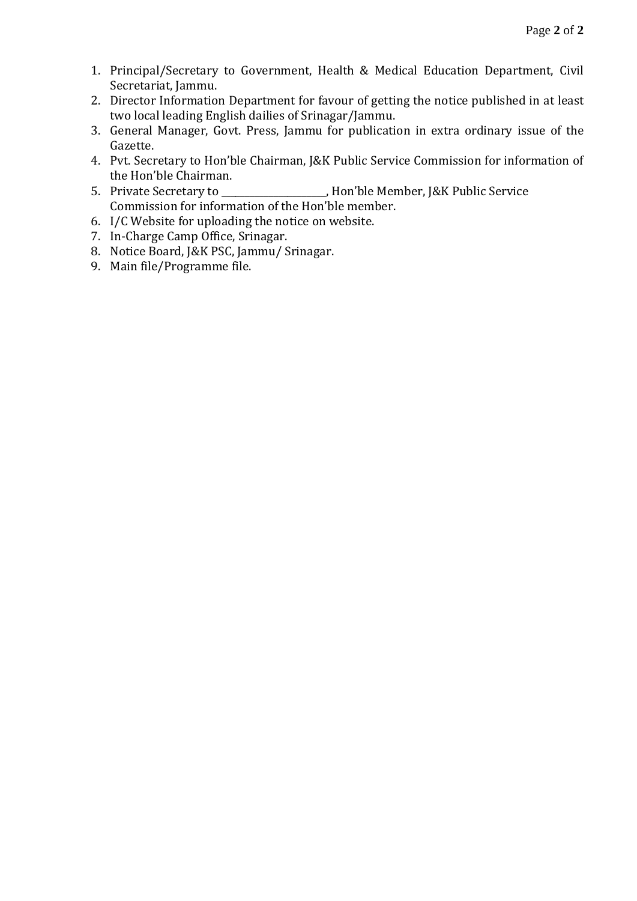1. Principal/Secretary to Government, Health & Medical Education Department, Civil Secretariat, Jammu.
2. Director Information Department for favour of getting the notice published in at least two local leading English dailies of Srinagar/Jammu.
3. General Manager, Govt. Press, Jammu for publication in extra ordinary issue of the Gazette.
4. Pvt. Secretary to Hon'ble Chairman, J&K Public Service Commission for information of the Hon'ble Chairman.
5. Private Secretary to _____________________, Hon'ble Member, J&K Public Service Commission for information of the Hon'ble member.
6. I/C Website for uploading the notice on website.
7. In-Charge Camp Office, Srinagar.
8. Notice Board, J&K PSC, Jammu/ Srinagar.
9. Main file/Programme file.